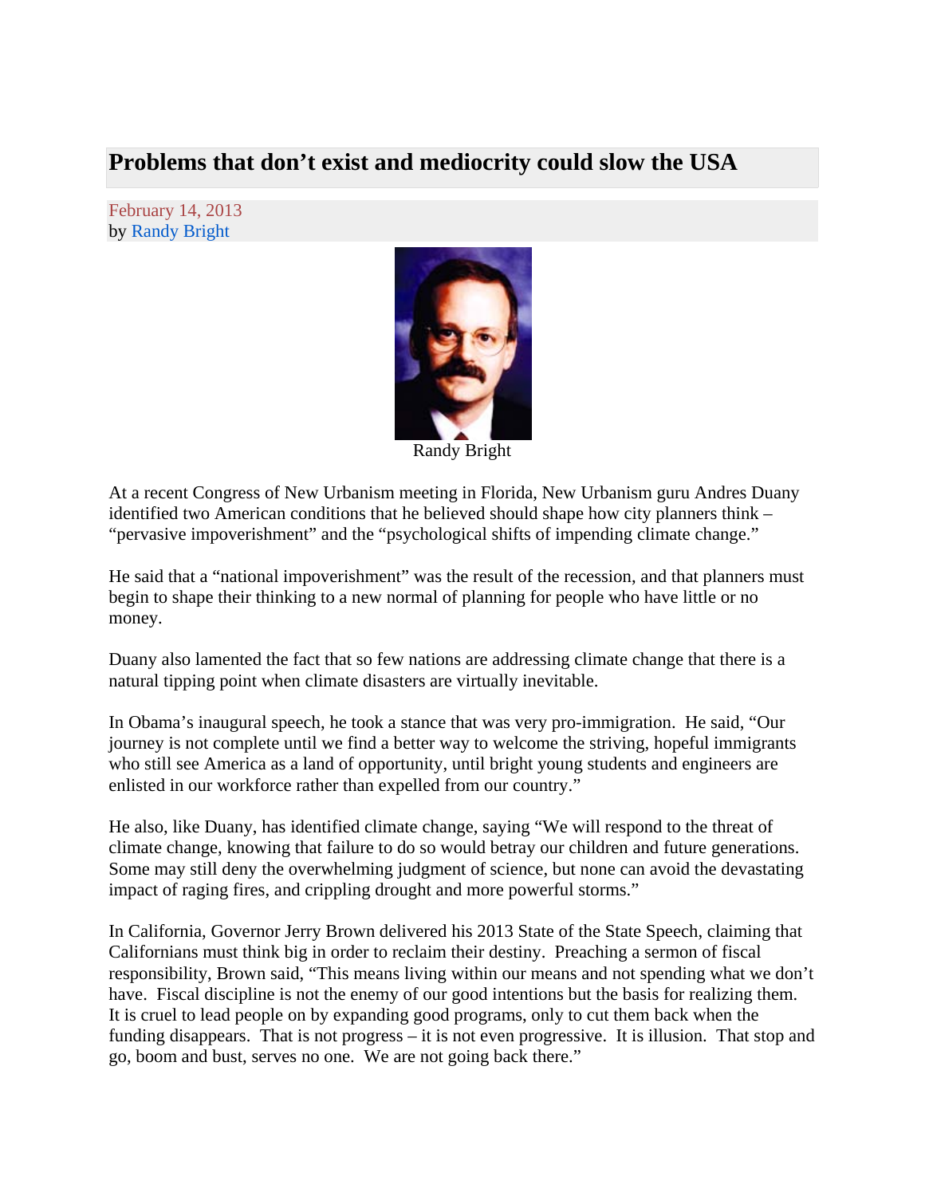# Problems that don't exist and mediocrity could slow the USA

February 14, 2013
by Randy Bright

Randy Bright

At a recent Congress of New Urbanism meeting in Florida, New Urbanism guru Andres Duany identified two American conditions that he believed should shape how city planners think – "pervasive impoverishment" and the "psychological shifts of impending climate change."

He said that a "national impoverishment" was the result of the recession, and that planners must begin to shape their thinking to a new normal of planning for people who have little or no money.

Duany also lamented the fact that so few nations are addressing climate change that there is a natural tipping point when climate disasters are virtually inevitable.

In Obama's inaugural speech, he took a stance that was very pro-immigration. He said, "Our journey is not complete until we find a better way to welcome the striving, hopeful immigrants who still see America as a land of opportunity, until bright young students and engineers are enlisted in our workforce rather than expelled from our country."

He also, like Duany, has identified climate change, saying "We will respond to the threat of climate change, knowing that failure to do so would betray our children and future generations. Some may still deny the overwhelming judgment of science, but none can avoid the devastating impact of raging fires, and crippling drought and more powerful storms."

In California, Governor Jerry Brown delivered his 2013 State of the State Speech, claiming that Californians must think big in order to reclaim their destiny. Preaching a sermon of fiscal responsibility, Brown said, "This means living within our means and not spending what we don't have. Fiscal discipline is not the enemy of our good intentions but the basis for realizing them. It is cruel to lead people on by expanding good programs, only to cut them back when the funding disappears. That is not progress – it is not even progressive. It is illusion. That stop and go, boom and bust, serves no one. We are not going back there."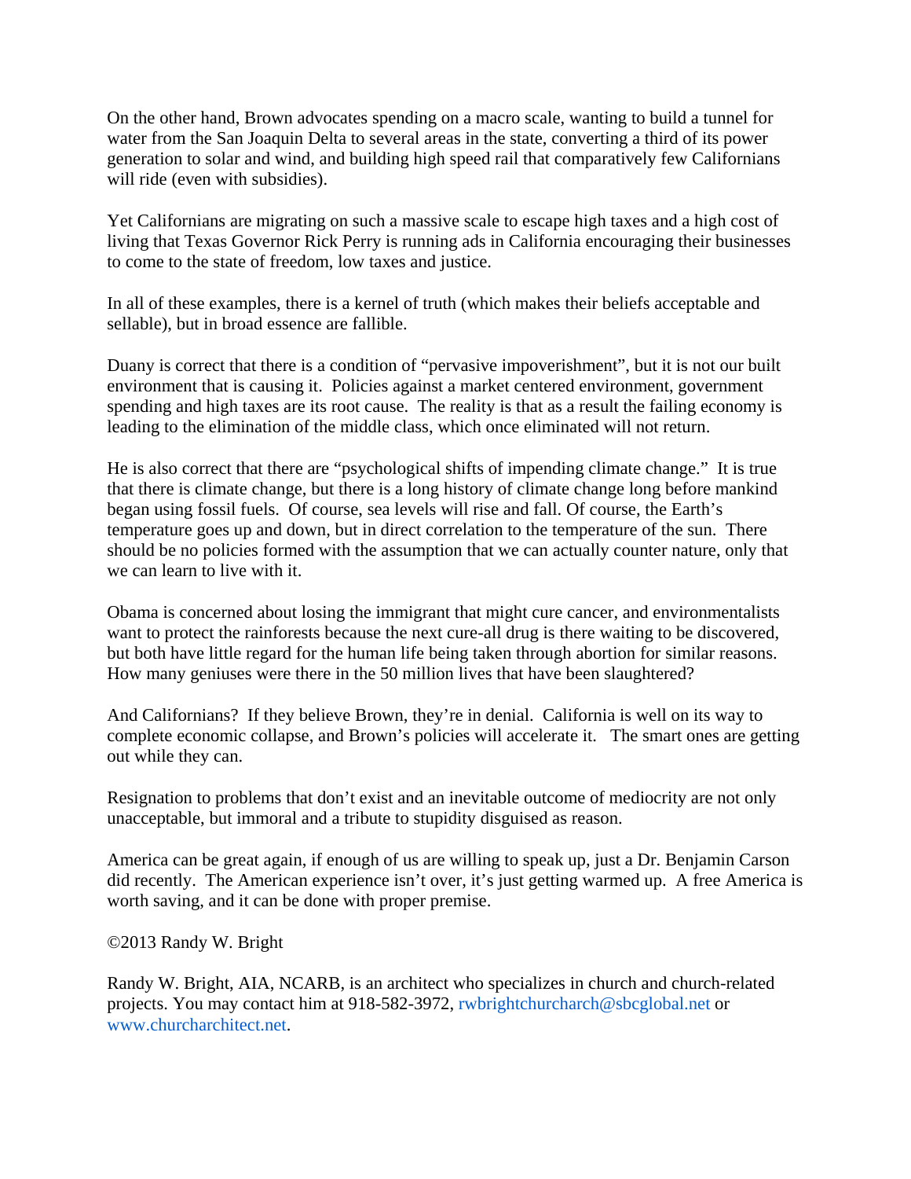On the other hand, Brown advocates spending on a macro scale, wanting to build a tunnel for water from the San Joaquin Delta to several areas in the state, converting a third of its power generation to solar and wind, and building high speed rail that comparatively few Californians will ride (even with subsidies).

Yet Californians are migrating on such a massive scale to escape high taxes and a high cost of living that Texas Governor Rick Perry is running ads in California encouraging their businesses to come to the state of freedom, low taxes and justice.

In all of these examples, there is a kernel of truth (which makes their beliefs acceptable and sellable), but in broad essence are fallible.

Duany is correct that there is a condition of "pervasive impoverishment", but it is not our built environment that is causing it. Policies against a market centered environment, government spending and high taxes are its root cause. The reality is that as a result the failing economy is leading to the elimination of the middle class, which once eliminated will not return.

He is also correct that there are "psychological shifts of impending climate change." It is true that there is climate change, but there is a long history of climate change long before mankind began using fossil fuels. Of course, sea levels will rise and fall. Of course, the Earth's temperature goes up and down, but in direct correlation to the temperature of the sun. There should be no policies formed with the assumption that we can actually counter nature, only that we can learn to live with it.

Obama is concerned about losing the immigrant that might cure cancer, and environmentalists want to protect the rainforests because the next cure-all drug is there waiting to be discovered, but both have little regard for the human life being taken through abortion for similar reasons. How many geniuses were there in the 50 million lives that have been slaughtered?

And Californians? If they believe Brown, they're in denial. California is well on its way to complete economic collapse, and Brown's policies will accelerate it. The smart ones are getting out while they can.

Resignation to problems that don't exist and an inevitable outcome of mediocrity are not only unacceptable, but immoral and a tribute to stupidity disguised as reason.

America can be great again, if enough of us are willing to speak up, just a Dr. Benjamin Carson did recently. The American experience isn't over, it's just getting warmed up. A free America is worth saving, and it can be done with proper premise.

©2013 Randy W. Bright

Randy W. Bright, AIA, NCARB, is an architect who specializes in church and church-related projects. You may contact him at 918-582-3972, rwbrightchurcharch@sbcglobal.net or www.churcharchitect.net.